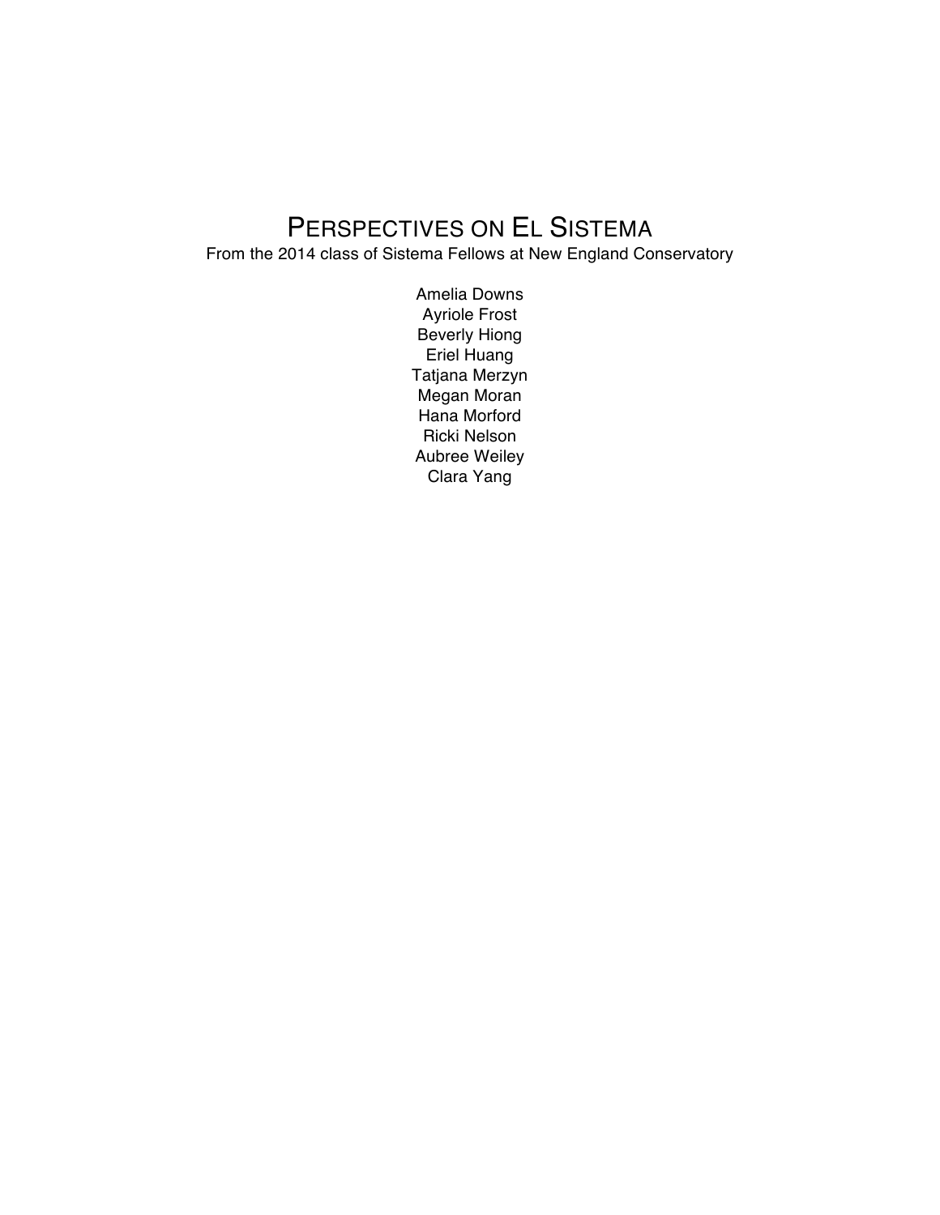# Perspectives on El Sistema

From the 2014 class of Sistema Fellows at New England Conservatory

Amelia Downs
Ayriole Frost
Beverly Hiong
Eriel Huang
Tatjana Merzyn
Megan Moran
Hana Morford
Ricki Nelson
Aubree Weiley
Clara Yang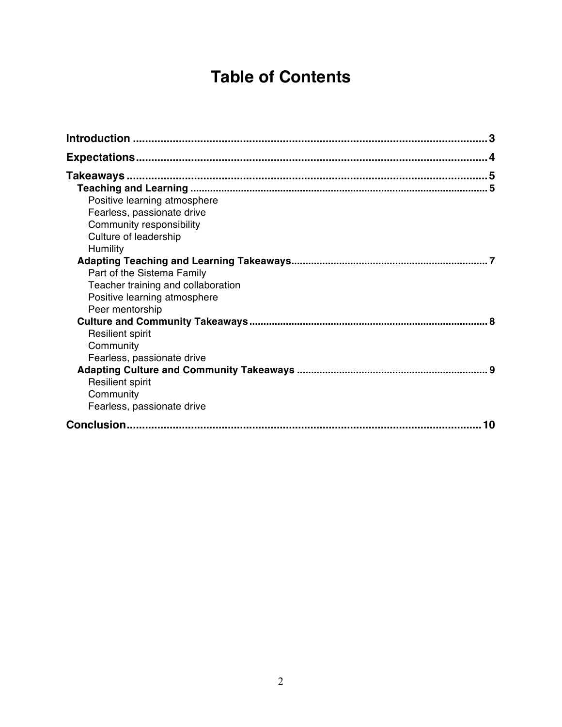# Table of Contents

**Introduction** .......... 3

**Expectations** .......... 4

**Takeaways** .......... 5

- **Teaching and Learning** .......... 5
  - Positive learning atmosphere
  - Fearless, passionate drive
  - Community responsibility
  - Culture of leadership
  - Humility
- **Adapting Teaching and Learning Takeaways** .......... 7
  - Part of the Sistema Family
  - Teacher training and collaboration
  - Positive learning atmosphere
  - Peer mentorship
- **Culture and Community Takeaways** .......... 8
  - Resilient spirit
  - Community
  - Fearless, passionate drive
- **Adapting Culture and Community Takeaways** .......... 9
  - Resilient spirit
  - Community
  - Fearless, passionate drive

**Conclusion** .......... 10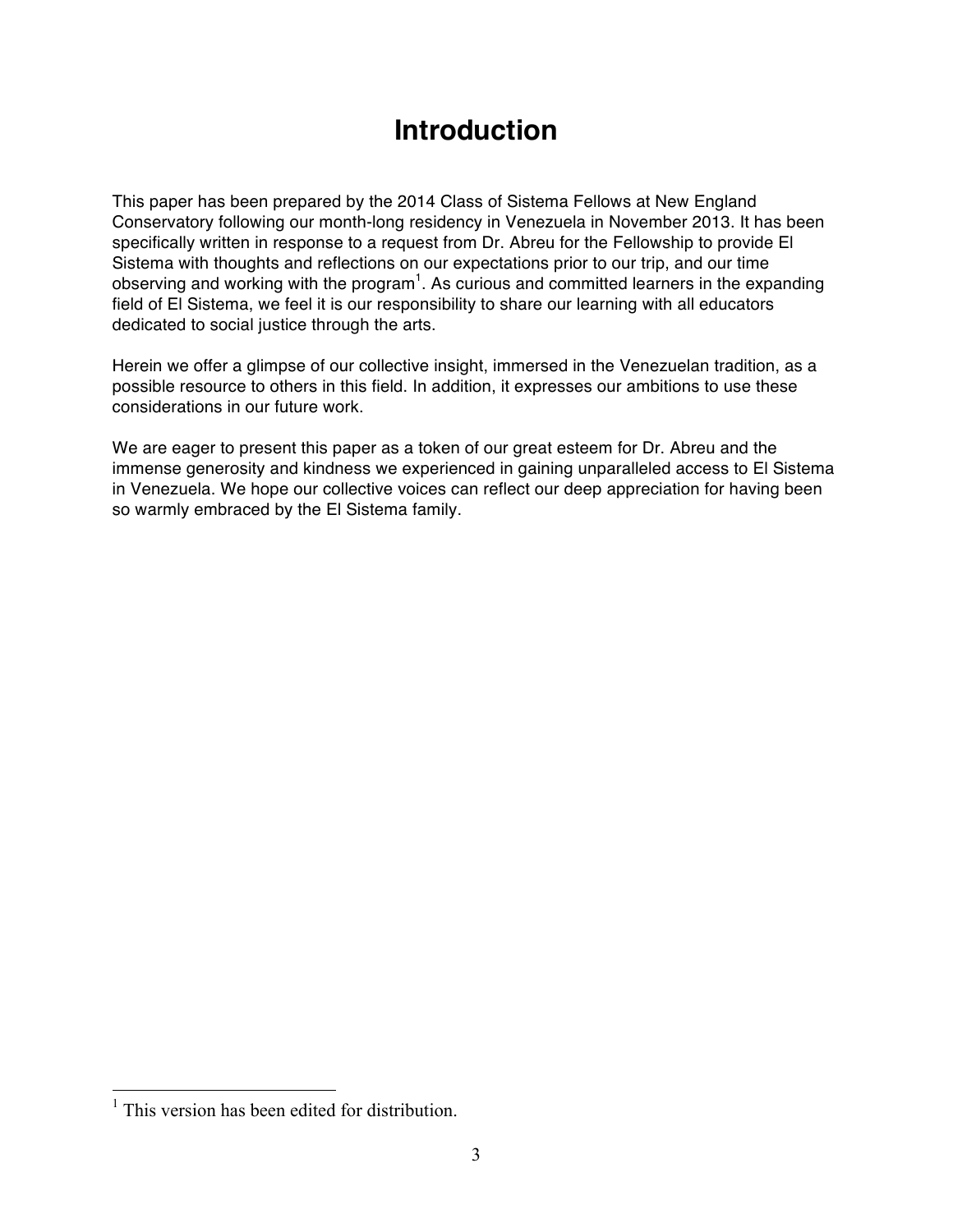# Introduction

This paper has been prepared by the 2014 Class of Sistema Fellows at New England Conservatory following our month-long residency in Venezuela in November 2013. It has been specifically written in response to a request from Dr. Abreu for the Fellowship to provide El Sistema with thoughts and reflections on our expectations prior to our trip, and our time observing and working with the program[1]. As curious and committed learners in the expanding field of El Sistema, we feel it is our responsibility to share our learning with all educators dedicated to social justice through the arts.

Herein we offer a glimpse of our collective insight, immersed in the Venezuelan tradition, as a possible resource to others in this field. In addition, it expresses our ambitions to use these considerations in our future work.

We are eager to present this paper as a token of our great esteem for Dr. Abreu and the immense generosity and kindness we experienced in gaining unparalleled access to El Sistema in Venezuela. We hope our collective voices can reflect our deep appreciation for having been so warmly embraced by the El Sistema family.

[1] This version has been edited for distribution.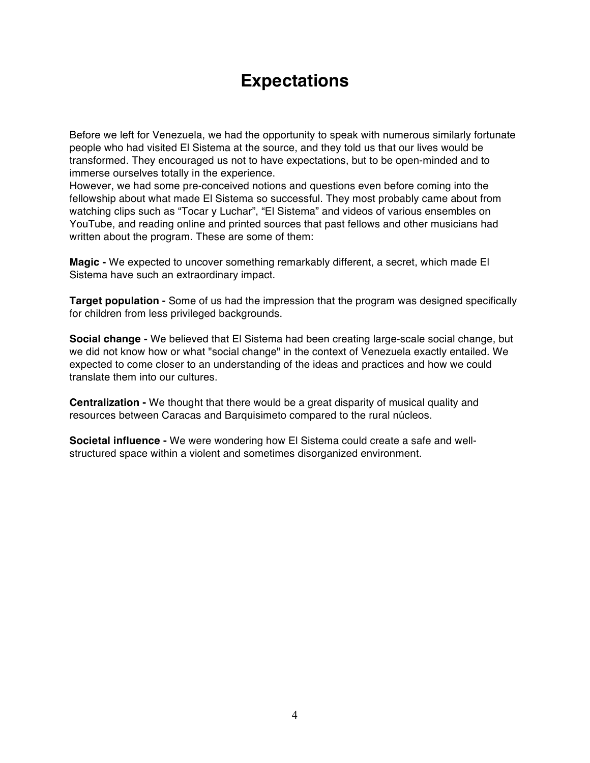# Expectations

Before we left for Venezuela, we had the opportunity to speak with numerous similarly fortunate people who had visited El Sistema at the source, and they told us that our lives would be transformed. They encouraged us not to have expectations, but to be open-minded and to immerse ourselves totally in the experience.
However, we had some pre-conceived notions and questions even before coming into the fellowship about what made El Sistema so successful. They most probably came about from watching clips such as “Tocar y Luchar”, “El Sistema” and videos of various ensembles on YouTube, and reading online and printed sources that past fellows and other musicians had written about the program. These are some of them:

**Magic -** We expected to uncover something remarkably different, a secret, which made El Sistema have such an extraordinary impact.

**Target population -** Some of us had the impression that the program was designed specifically for children from less privileged backgrounds.

**Social change -** We believed that El Sistema had been creating large-scale social change, but we did not know how or what "social change" in the context of Venezuela exactly entailed. We expected to come closer to an understanding of the ideas and practices and how we could translate them into our cultures.

**Centralization -** We thought that there would be a great disparity of musical quality and resources between Caracas and Barquisimeto compared to the rural núcleos.

**Societal influence -** We were wondering how El Sistema could create a safe and well-structured space within a violent and sometimes disorganized environment.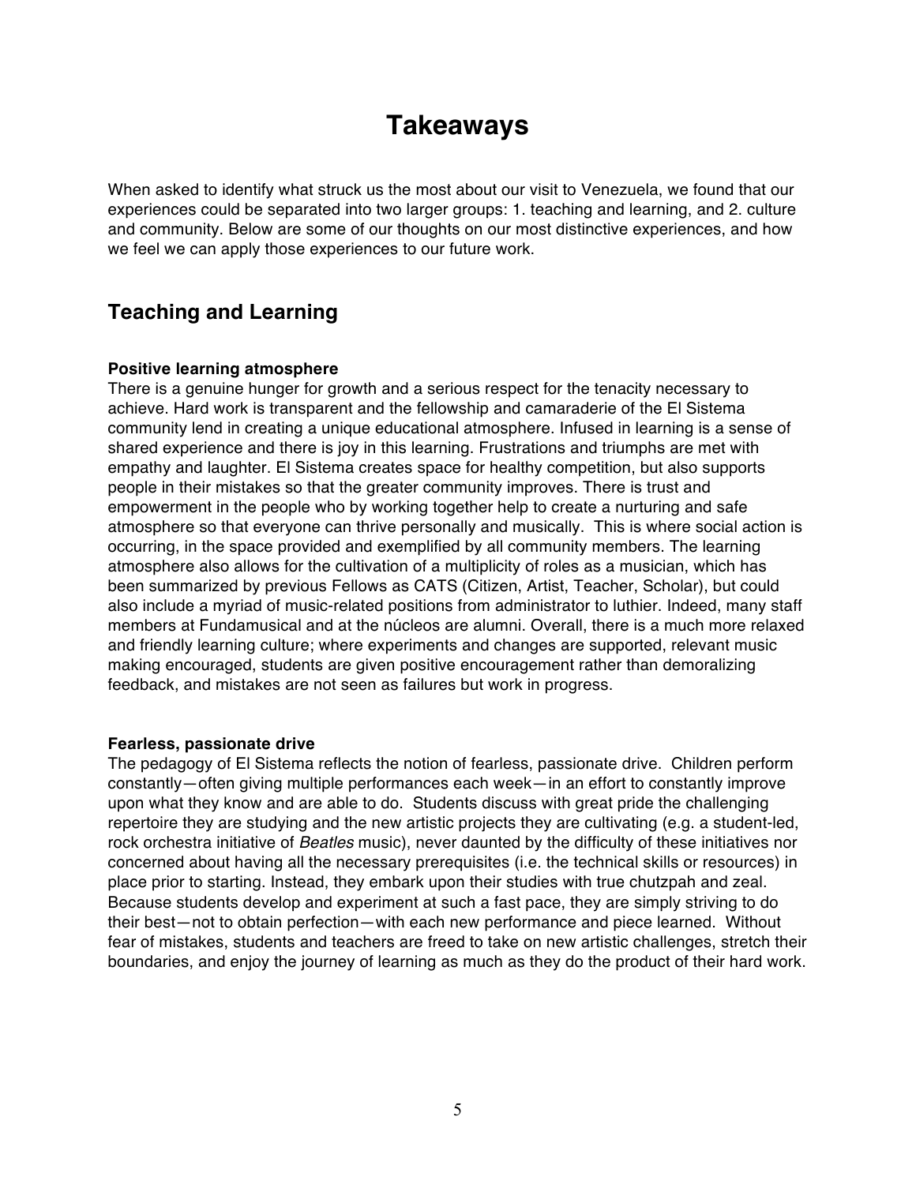# Takeaways

When asked to identify what struck us the most about our visit to Venezuela, we found that our experiences could be separated into two larger groups: 1. teaching and learning, and 2. culture and community. Below are some of our thoughts on our most distinctive experiences, and how we feel we can apply those experiences to our future work.

## Teaching and Learning

**Positive learning atmosphere**

There is a genuine hunger for growth and a serious respect for the tenacity necessary to achieve. Hard work is transparent and the fellowship and camaraderie of the El Sistema community lend in creating a unique educational atmosphere. Infused in learning is a sense of shared experience and there is joy in this learning. Frustrations and triumphs are met with empathy and laughter. El Sistema creates space for healthy competition, but also supports people in their mistakes so that the greater community improves. There is trust and empowerment in the people who by working together help to create a nurturing and safe atmosphere so that everyone can thrive personally and musically. This is where social action is occurring, in the space provided and exemplified by all community members. The learning atmosphere also allows for the cultivation of a multiplicity of roles as a musician, which has been summarized by previous Fellows as CATS (Citizen, Artist, Teacher, Scholar), but could also include a myriad of music-related positions from administrator to luthier. Indeed, many staff members at Fundamusical and at the núcleos are alumni. Overall, there is a much more relaxed and friendly learning culture; where experiments and changes are supported, relevant music making encouraged, students are given positive encouragement rather than demoralizing feedback, and mistakes are not seen as failures but work in progress.

**Fearless, passionate drive**

The pedagogy of El Sistema reflects the notion of fearless, passionate drive. Children perform constantly—often giving multiple performances each week—in an effort to constantly improve upon what they know and are able to do. Students discuss with great pride the challenging repertoire they are studying and the new artistic projects they are cultivating (e.g. a student-led, rock orchestra initiative of *Beatles* music), never daunted by the difficulty of these initiatives nor concerned about having all the necessary prerequisites (i.e. the technical skills or resources) in place prior to starting. Instead, they embark upon their studies with true chutzpah and zeal. Because students develop and experiment at such a fast pace, they are simply striving to do their best—not to obtain perfection—with each new performance and piece learned. Without fear of mistakes, students and teachers are freed to take on new artistic challenges, stretch their boundaries, and enjoy the journey of learning as much as they do the product of their hard work.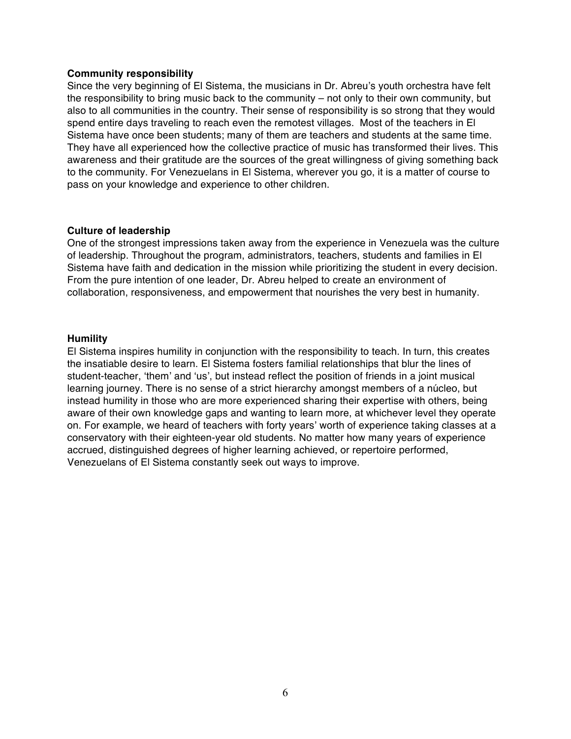**Community responsibility**

Since the very beginning of El Sistema, the musicians in Dr. Abreu's youth orchestra have felt the responsibility to bring music back to the community – not only to their own community, but also to all communities in the country. Their sense of responsibility is so strong that they would spend entire days traveling to reach even the remotest villages. Most of the teachers in El Sistema have once been students; many of them are teachers and students at the same time. They have all experienced how the collective practice of music has transformed their lives. This awareness and their gratitude are the sources of the great willingness of giving something back to the community. For Venezuelans in El Sistema, wherever you go, it is a matter of course to pass on your knowledge and experience to other children.

**Culture of leadership**

One of the strongest impressions taken away from the experience in Venezuela was the culture of leadership. Throughout the program, administrators, teachers, students and families in El Sistema have faith and dedication in the mission while prioritizing the student in every decision. From the pure intention of one leader, Dr. Abreu helped to create an environment of collaboration, responsiveness, and empowerment that nourishes the very best in humanity.

**Humility**

El Sistema inspires humility in conjunction with the responsibility to teach. In turn, this creates the insatiable desire to learn. El Sistema fosters familial relationships that blur the lines of student-teacher, 'them' and 'us', but instead reflect the position of friends in a joint musical learning journey. There is no sense of a strict hierarchy amongst members of a núcleo, but instead humility in those who are more experienced sharing their expertise with others, being aware of their own knowledge gaps and wanting to learn more, at whichever level they operate on. For example, we heard of teachers with forty years' worth of experience taking classes at a conservatory with their eighteen-year old students. No matter how many years of experience accrued, distinguished degrees of higher learning achieved, or repertoire performed, Venezuelans of El Sistema constantly seek out ways to improve.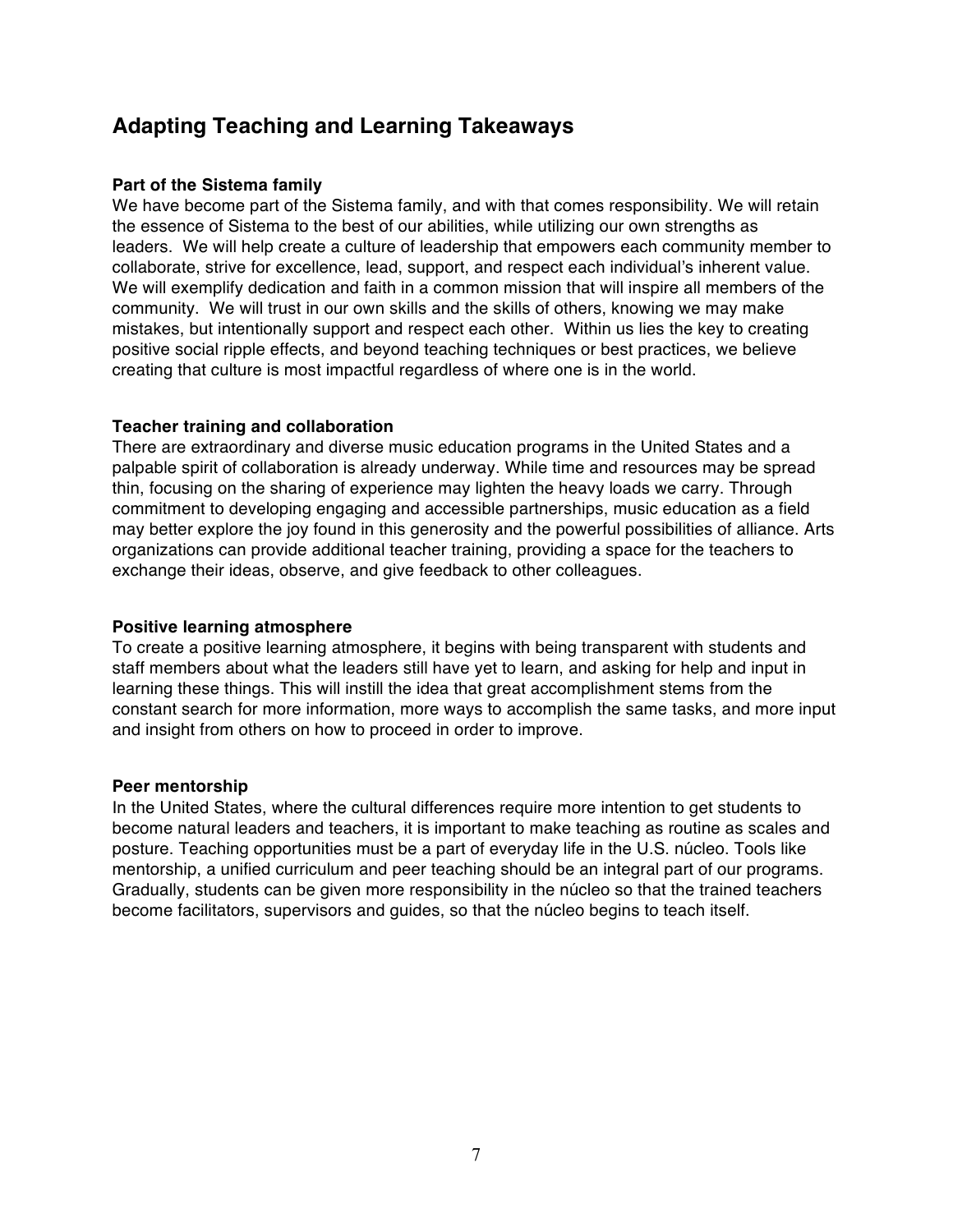## Adapting Teaching and Learning Takeaways

### Part of the Sistema family

We have become part of the Sistema family, and with that comes responsibility. We will retain the essence of Sistema to the best of our abilities, while utilizing our own strengths as leaders. We will help create a culture of leadership that empowers each community member to collaborate, strive for excellence, lead, support, and respect each individual's inherent value. We will exemplify dedication and faith in a common mission that will inspire all members of the community. We will trust in our own skills and the skills of others, knowing we may make mistakes, but intentionally support and respect each other. Within us lies the key to creating positive social ripple effects, and beyond teaching techniques or best practices, we believe creating that culture is most impactful regardless of where one is in the world.

### Teacher training and collaboration

There are extraordinary and diverse music education programs in the United States and a palpable spirit of collaboration is already underway. While time and resources may be spread thin, focusing on the sharing of experience may lighten the heavy loads we carry. Through commitment to developing engaging and accessible partnerships, music education as a field may better explore the joy found in this generosity and the powerful possibilities of alliance. Arts organizations can provide additional teacher training, providing a space for the teachers to exchange their ideas, observe, and give feedback to other colleagues.

### Positive learning atmosphere

To create a positive learning atmosphere, it begins with being transparent with students and staff members about what the leaders still have yet to learn, and asking for help and input in learning these things. This will instill the idea that great accomplishment stems from the constant search for more information, more ways to accomplish the same tasks, and more input and insight from others on how to proceed in order to improve.

### Peer mentorship

In the United States, where the cultural differences require more intention to get students to become natural leaders and teachers, it is important to make teaching as routine as scales and posture. Teaching opportunities must be a part of everyday life in the U.S. núcleo. Tools like mentorship, a unified curriculum and peer teaching should be an integral part of our programs. Gradually, students can be given more responsibility in the núcleo so that the trained teachers become facilitators, supervisors and guides, so that the núcleo begins to teach itself.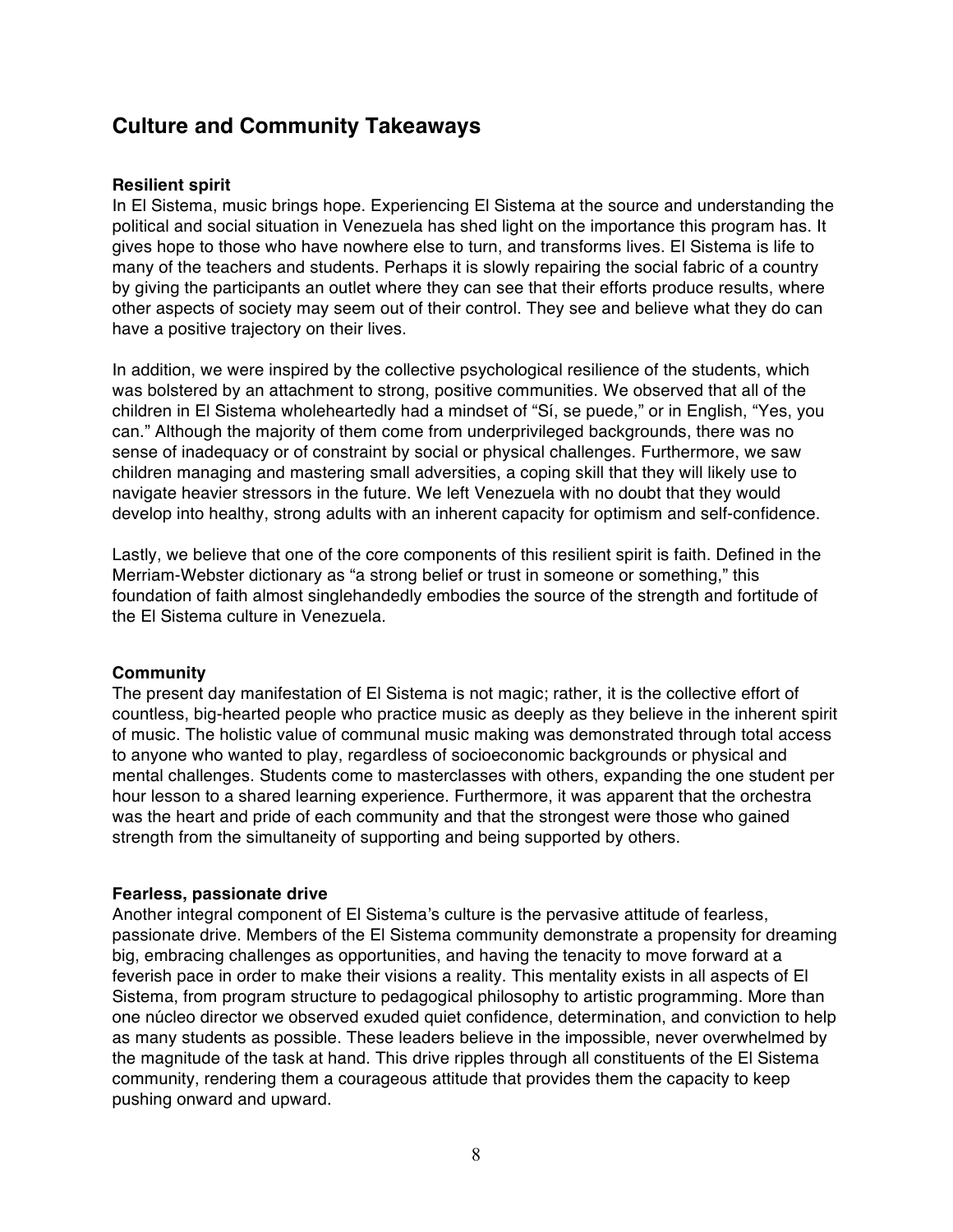## Culture and Community Takeaways

**Resilient spirit**

In El Sistema, music brings hope. Experiencing El Sistema at the source and understanding the political and social situation in Venezuela has shed light on the importance this program has. It gives hope to those who have nowhere else to turn, and transforms lives. El Sistema is life to many of the teachers and students. Perhaps it is slowly repairing the social fabric of a country by giving the participants an outlet where they can see that their efforts produce results, where other aspects of society may seem out of their control. They see and believe what they do can have a positive trajectory on their lives.

In addition, we were inspired by the collective psychological resilience of the students, which was bolstered by an attachment to strong, positive communities. We observed that all of the children in El Sistema wholeheartedly had a mindset of "Sí, se puede," or in English, "Yes, you can." Although the majority of them come from underprivileged backgrounds, there was no sense of inadequacy or of constraint by social or physical challenges. Furthermore, we saw children managing and mastering small adversities, a coping skill that they will likely use to navigate heavier stressors in the future. We left Venezuela with no doubt that they would develop into healthy, strong adults with an inherent capacity for optimism and self-confidence.

Lastly, we believe that one of the core components of this resilient spirit is faith. Defined in the Merriam-Webster dictionary as "a strong belief or trust in someone or something," this foundation of faith almost singlehandedly embodies the source of the strength and fortitude of the El Sistema culture in Venezuela.

**Community**

The present day manifestation of El Sistema is not magic; rather, it is the collective effort of countless, big-hearted people who practice music as deeply as they believe in the inherent spirit of music. The holistic value of communal music making was demonstrated through total access to anyone who wanted to play, regardless of socioeconomic backgrounds or physical and mental challenges. Students come to masterclasses with others, expanding the one student per hour lesson to a shared learning experience. Furthermore, it was apparent that the orchestra was the heart and pride of each community and that the strongest were those who gained strength from the simultaneity of supporting and being supported by others.

**Fearless, passionate drive**

Another integral component of El Sistema's culture is the pervasive attitude of fearless, passionate drive. Members of the El Sistema community demonstrate a propensity for dreaming big, embracing challenges as opportunities, and having the tenacity to move forward at a feverish pace in order to make their visions a reality. This mentality exists in all aspects of El Sistema, from program structure to pedagogical philosophy to artistic programming. More than one núcleo director we observed exuded quiet confidence, determination, and conviction to help as many students as possible. These leaders believe in the impossible, never overwhelmed by the magnitude of the task at hand. This drive ripples through all constituents of the El Sistema community, rendering them a courageous attitude that provides them the capacity to keep pushing onward and upward.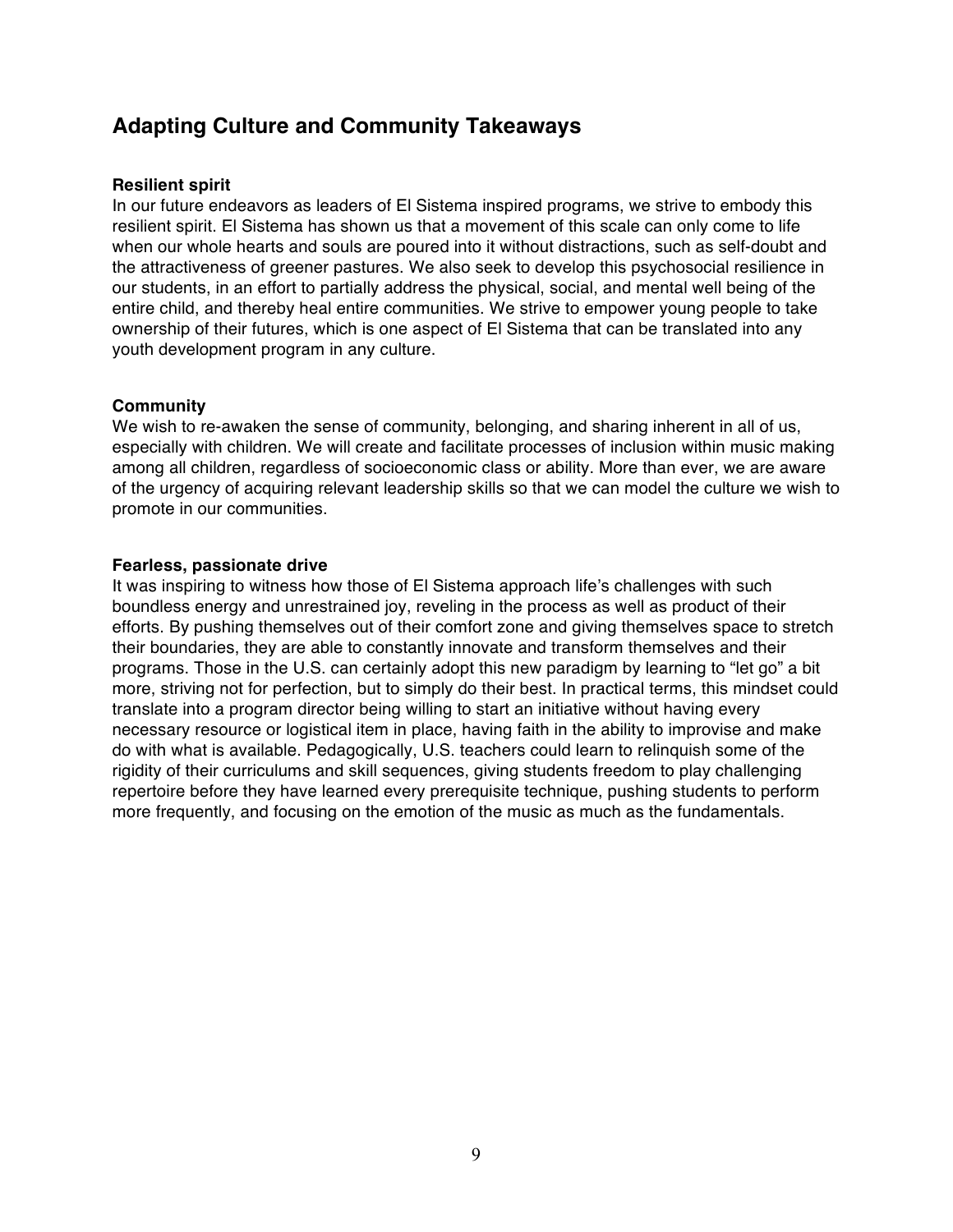## Adapting Culture and Community Takeaways

**Resilient spirit**

In our future endeavors as leaders of El Sistema inspired programs, we strive to embody this resilient spirit. El Sistema has shown us that a movement of this scale can only come to life when our whole hearts and souls are poured into it without distractions, such as self-doubt and the attractiveness of greener pastures. We also seek to develop this psychosocial resilience in our students, in an effort to partially address the physical, social, and mental well being of the entire child, and thereby heal entire communities. We strive to empower young people to take ownership of their futures, which is one aspect of El Sistema that can be translated into any youth development program in any culture.

**Community**

We wish to re-awaken the sense of community, belonging, and sharing inherent in all of us, especially with children. We will create and facilitate processes of inclusion within music making among all children, regardless of socioeconomic class or ability. More than ever, we are aware of the urgency of acquiring relevant leadership skills so that we can model the culture we wish to promote in our communities.

**Fearless, passionate drive**

It was inspiring to witness how those of El Sistema approach life's challenges with such boundless energy and unrestrained joy, reveling in the process as well as product of their efforts. By pushing themselves out of their comfort zone and giving themselves space to stretch their boundaries, they are able to constantly innovate and transform themselves and their programs. Those in the U.S. can certainly adopt this new paradigm by learning to "let go" a bit more, striving not for perfection, but to simply do their best. In practical terms, this mindset could translate into a program director being willing to start an initiative without having every necessary resource or logistical item in place, having faith in the ability to improvise and make do with what is available. Pedagogically, U.S. teachers could learn to relinquish some of the rigidity of their curriculums and skill sequences, giving students freedom to play challenging repertoire before they have learned every prerequisite technique, pushing students to perform more frequently, and focusing on the emotion of the music as much as the fundamentals.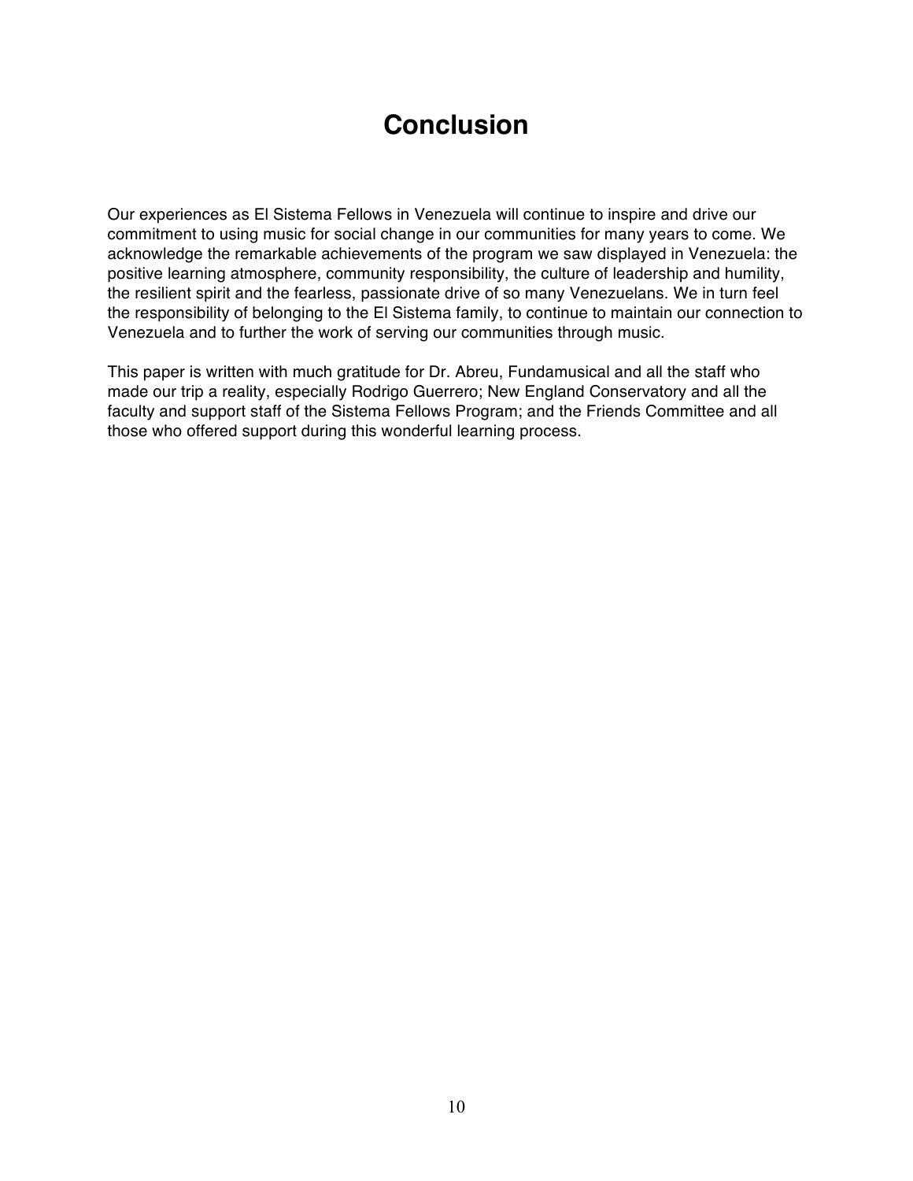# Conclusion

Our experiences as El Sistema Fellows in Venezuela will continue to inspire and drive our commitment to using music for social change in our communities for many years to come. We acknowledge the remarkable achievements of the program we saw displayed in Venezuela: the positive learning atmosphere, community responsibility, the culture of leadership and humility, the resilient spirit and the fearless, passionate drive of so many Venezuelans. We in turn feel the responsibility of belonging to the El Sistema family, to continue to maintain our connection to Venezuela and to further the work of serving our communities through music.

This paper is written with much gratitude for Dr. Abreu, Fundamusical and all the staff who made our trip a reality, especially Rodrigo Guerrero; New England Conservatory and all the faculty and support staff of the Sistema Fellows Program; and the Friends Committee and all those who offered support during this wonderful learning process.